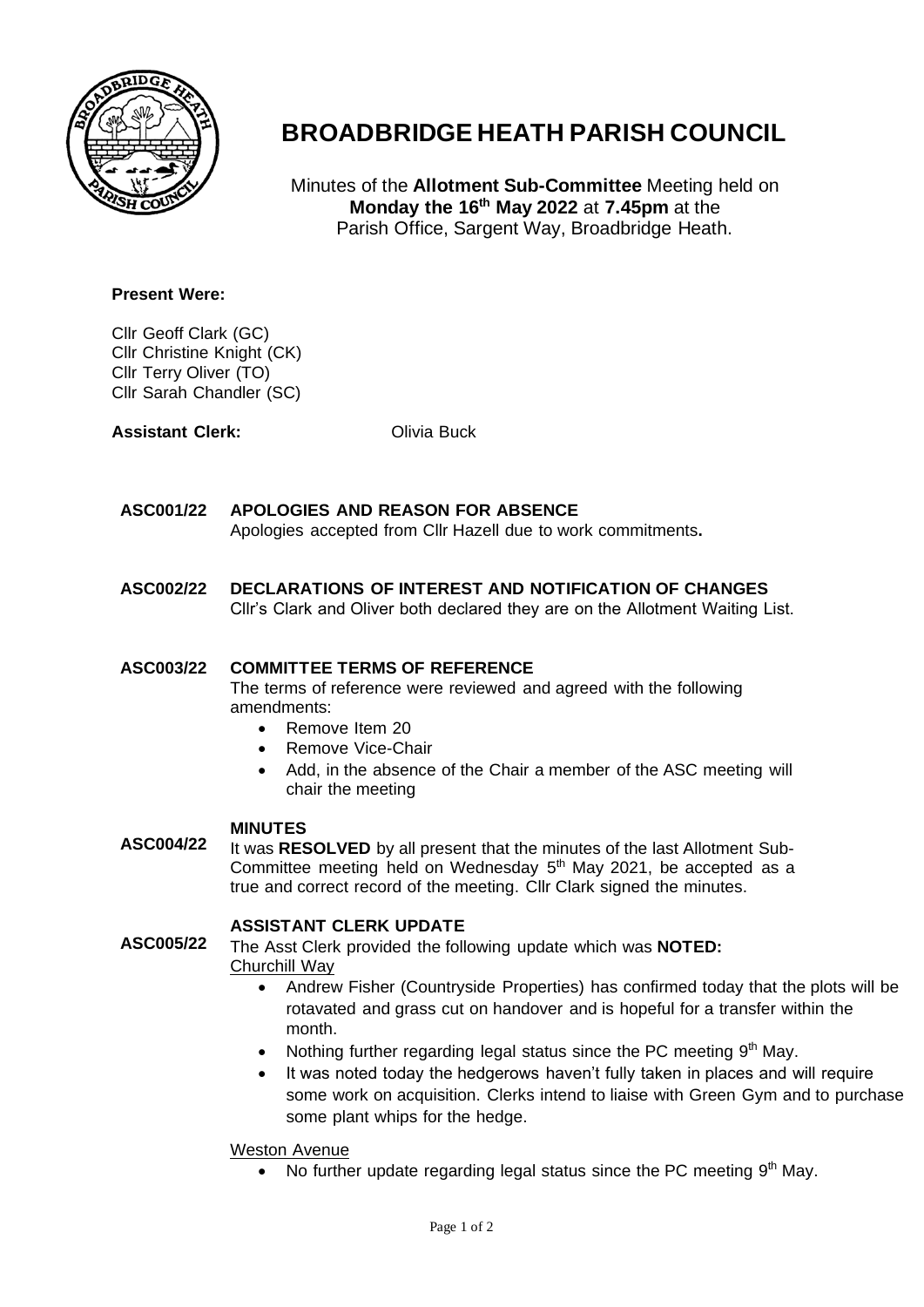# BROADBRIDGE HEATH PARISH COUNCIL

Minutes of the **Allotment Sub-Committee** Meeting held on **Monday the 16th May 2022** at **7.45pm** at the Parish Office, Sargent Way, Broadbridge Heath.

**Present Were:**

Cllr Geoff Clark (GC)
Cllr Christine Knight (CK)
Cllr Terry Oliver (TO)
Cllr Sarah Chandler (SC)

**Assistant Clerk:** Olivia Buck

**ASC001/22 APOLOGIES AND REASON FOR ABSENCE**

Apologies accepted from Cllr Hazell due to work commitments**.**

**ASC002/22 DECLARATIONS OF INTEREST AND NOTIFICATION OF CHANGES**

Cllr's Clark and Oliver both declared they are on the Allotment Waiting List.

**ASC003/22 COMMITTEE TERMS OF REFERENCE**

The terms of reference were reviewed and agreed with the following amendments:

- Remove Item 20
- Remove Vice-Chair
- Add, in the absence of the Chair a member of the ASC meeting will chair the meeting

**ASC004/22 MINUTES**

It was **RESOLVED** by all present that the minutes of the last Allotment Sub-Committee meeting held on Wednesday 5th May 2021, be accepted as a true and correct record of the meeting. Cllr Clark signed the minutes.

**ASC005/22 ASSISTANT CLERK UPDATE**

The Asst Clerk provided the following update which was **NOTED:**

Churchill Way

- Andrew Fisher (Countryside Properties) has confirmed today that the plots will be rotavated and grass cut on handover and is hopeful for a transfer within the month.
- Nothing further regarding legal status since the PC meeting 9th May.
- It was noted today the hedgerows haven't fully taken in places and will require some work on acquisition. Clerks intend to liaise with Green Gym and to purchase some plant whips for the hedge.

Weston Avenue

- No further update regarding legal status since the PC meeting 9th May.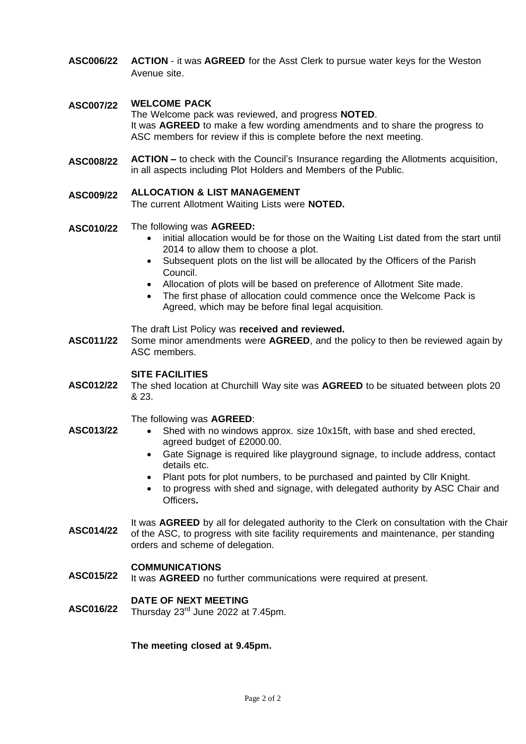**ASC006/22** **ACTION** - it was **AGREED** for the Asst Clerk to pursue water keys for the Weston Avenue site.

**ASC007/22** **WELCOME PACK**
The Welcome pack was reviewed, and progress **NOTED**.
It was **AGREED** to make a few wording amendments and to share the progress to ASC members for review if this is complete before the next meeting.

**ASC008/22** **ACTION –** to check with the Council's Insurance regarding the Allotments acquisition, in all aspects including Plot Holders and Members of the Public.

**ASC009/22** **ALLOCATION & LIST MANAGEMENT**
The current Allotment Waiting Lists were **NOTED.**

**ASC010/22** The following was **AGREED:**

- initial allocation would be for those on the Waiting List dated from the start until 2014 to allow them to choose a plot.
- Subsequent plots on the list will be allocated by the Officers of the Parish Council.
- Allocation of plots will be based on preference of Allotment Site made.
- The first phase of allocation could commence once the Welcome Pack is Agreed, which may be before final legal acquisition.

**ASC011/22** The draft List Policy was **received and reviewed.**
Some minor amendments were **AGREED**, and the policy to then be reviewed again by ASC members.

**ASC012/22** **SITE FACILITIES**
The shed location at Churchill Way site was **AGREED** to be situated between plots 20 & 23.

**ASC013/22** The following was **AGREED**:

- Shed with no windows approx. size 10x15ft, with base and shed erected, agreed budget of £2000.00.
- Gate Signage is required like playground signage, to include address, contact details etc.
- Plant pots for plot numbers, to be purchased and painted by Cllr Knight.
- to progress with shed and signage, with delegated authority by ASC Chair and Officers**.**

**ASC014/22** It was **AGREED** by all for delegated authority to the Clerk on consultation with the Chair of the ASC, to progress with site facility requirements and maintenance, per standing orders and scheme of delegation.

**ASC015/22** **COMMUNICATIONS**
It was **AGREED** no further communications were required at present.

**ASC016/22** **DATE OF NEXT MEETING**
Thursday 23rd June 2022 at 7.45pm.

**The meeting closed at 9.45pm.**